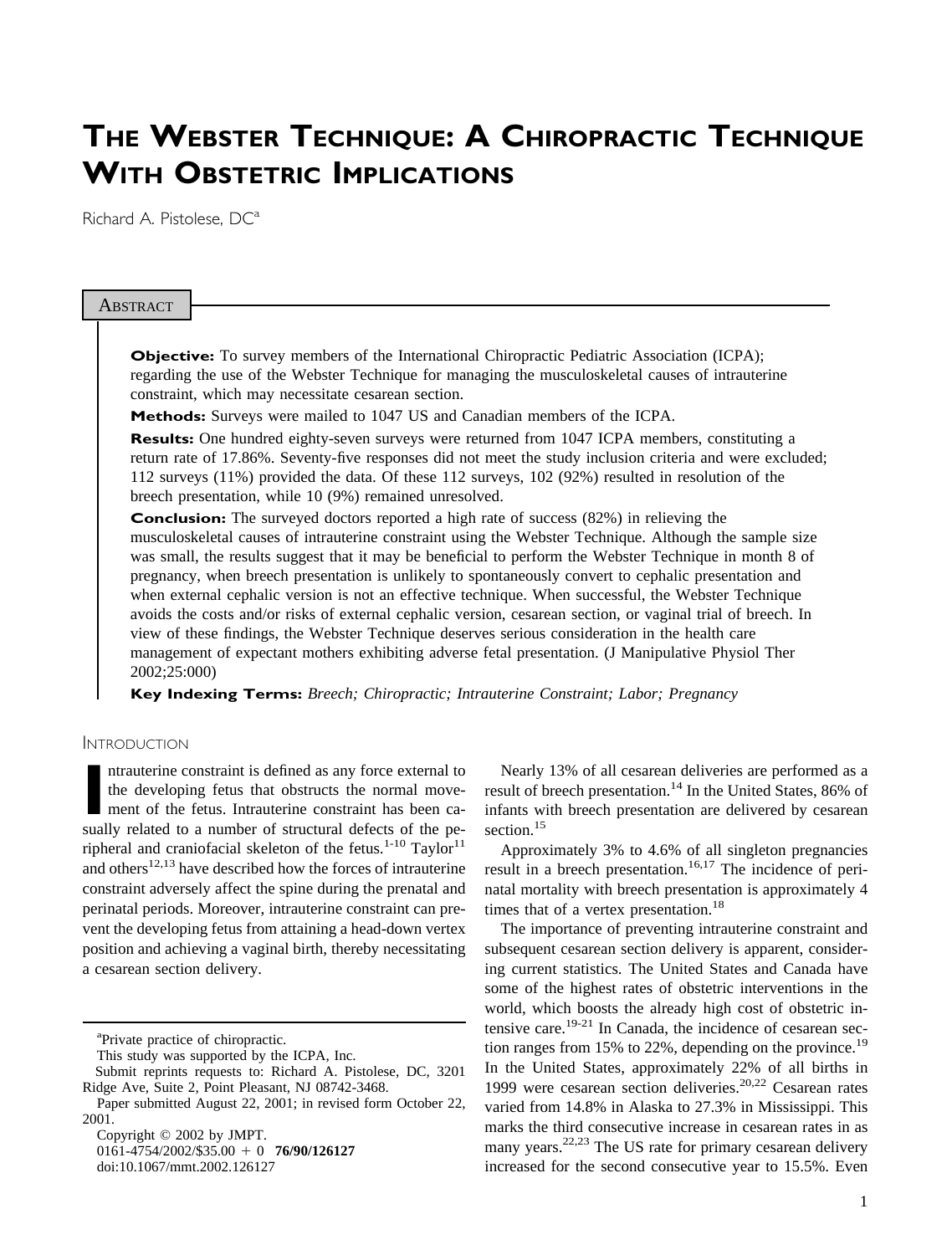# The Webster Technique: A Chiropractic Technique With Obstetric Implications

Richard A. Pistolese, DC[a]

## Abstract

**Objective:** To survey members of the International Chiropractic Pediatric Association (ICPA); regarding the use of the Webster Technique for managing the musculoskeletal causes of intrauterine constraint, which may necessitate cesarean section.

**Methods:** Surveys were mailed to 1047 US and Canadian members of the ICPA.

**Results:** One hundred eighty-seven surveys were returned from 1047 ICPA members, constituting a return rate of 17.86%. Seventy-five responses did not meet the study inclusion criteria and were excluded; 112 surveys (11%) provided the data. Of these 112 surveys, 102 (92%) resulted in resolution of the breech presentation, while 10 (9%) remained unresolved.

**Conclusion:** The surveyed doctors reported a high rate of success (82%) in relieving the musculoskeletal causes of intrauterine constraint using the Webster Technique. Although the sample size was small, the results suggest that it may be beneficial to perform the Webster Technique in month 8 of pregnancy, when breech presentation is unlikely to spontaneously convert to cephalic presentation and when external cephalic version is not an effective technique. When successful, the Webster Technique avoids the costs and/or risks of external cephalic version, cesarean section, or vaginal trial of breech. In view of these findings, the Webster Technique deserves serious consideration in the health care management of expectant mothers exhibiting adverse fetal presentation. (J Manipulative Physiol Ther 2002;25:000)

**Key Indexing Terms:** *Breech; Chiropractic; Intrauterine Constraint; Labor; Pregnancy*

## Introduction

Intrauterine constraint is defined as any force external to the developing fetus that obstructs the normal movement of the fetus. Intrauterine constraint has been casually related to a number of structural defects of the peripheral and craniofacial skeleton of the fetus.[1-10] Taylor[11] and others[12,13] have described how the forces of intrauterine constraint adversely affect the spine during the prenatal and perinatal periods. Moreover, intrauterine constraint can prevent the developing fetus from attaining a head-down vertex position and achieving a vaginal birth, thereby necessitating a cesarean section delivery.

Nearly 13% of all cesarean deliveries are performed as a result of breech presentation.[14] In the United States, 86% of infants with breech presentation are delivered by cesarean section.[15]

Approximately 3% to 4.6% of all singleton pregnancies result in a breech presentation.[16,17] The incidence of perinatal mortality with breech presentation is approximately 4 times that of a vertex presentation.[18]

The importance of preventing intrauterine constraint and subsequent cesarean section delivery is apparent, considering current statistics. The United States and Canada have some of the highest rates of obstetric interventions in the world, which boosts the already high cost of obstetric intensive care.[19-21] In Canada, the incidence of cesarean section ranges from 15% to 22%, depending on the province.[19] In the United States, approximately 22% of all births in 1999 were cesarean section deliveries.[20,22] Cesarean rates varied from 14.8% in Alaska to 27.3% in Mississippi. This marks the third consecutive increase in cesarean rates in as many years.[22,23] The US rate for primary cesarean delivery increased for the second consecutive year to 15.5%. Even

---

[a]Private practice of chiropractic.

This study was supported by the ICPA, Inc.

Submit reprints requests to: Richard A. Pistolese, DC, 3201 Ridge Ave, Suite 2, Point Pleasant, NJ 08742-3468.

Paper submitted August 22, 2001; in revised form October 22, 2001.

Copyright © 2002 by JMPT.

0161-4754/2002/$35.00 + 0 **76/90/126127**

doi:10.1067/mmt.2002.126127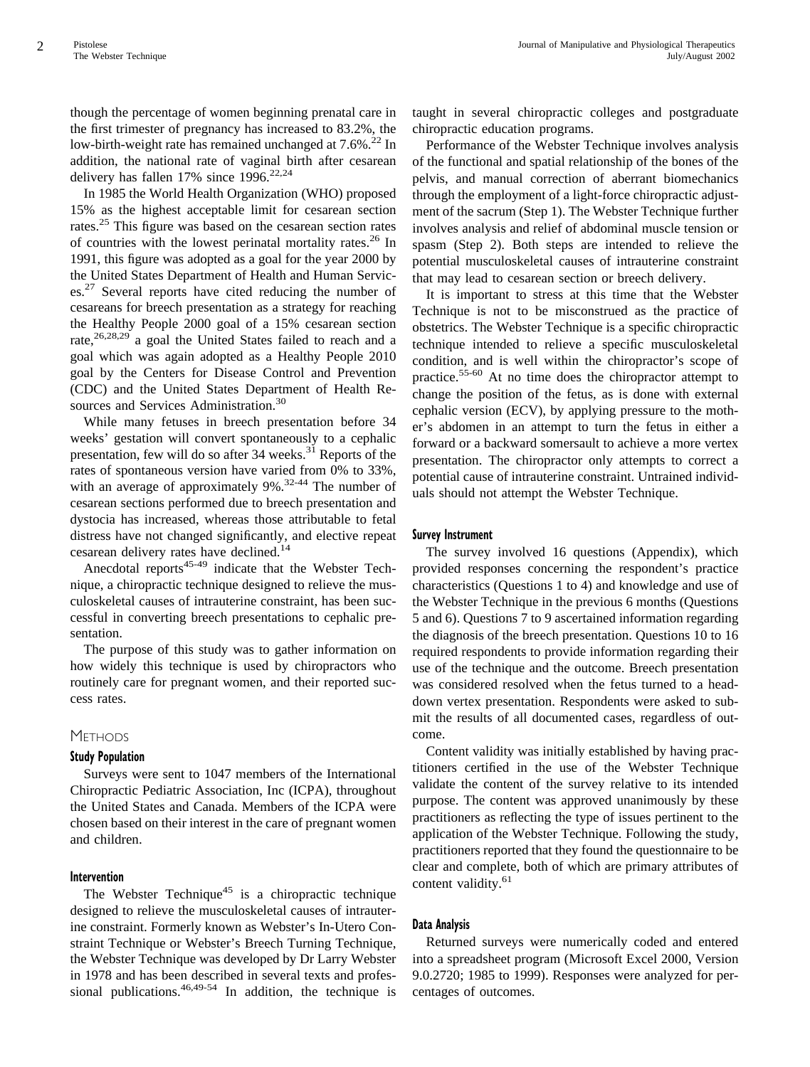though the percentage of women beginning prenatal care in the first trimester of pregnancy has increased to 83.2%, the low-birth-weight rate has remained unchanged at 7.6%.[22] In addition, the national rate of vaginal birth after cesarean delivery has fallen 17% since 1996.[22,24]

In 1985 the World Health Organization (WHO) proposed 15% as the highest acceptable limit for cesarean section rates.[25] This figure was based on the cesarean section rates of countries with the lowest perinatal mortality rates.[26] In 1991, this figure was adopted as a goal for the year 2000 by the United States Department of Health and Human Services.[27] Several reports have cited reducing the number of cesareans for breech presentation as a strategy for reaching the Healthy People 2000 goal of a 15% cesarean section rate,[26,28,29] a goal the United States failed to reach and a goal which was again adopted as a Healthy People 2010 goal by the Centers for Disease Control and Prevention (CDC) and the United States Department of Health Resources and Services Administration.[30]

While many fetuses in breech presentation before 34 weeks' gestation will convert spontaneously to a cephalic presentation, few will do so after 34 weeks.[31] Reports of the rates of spontaneous version have varied from 0% to 33%, with an average of approximately 9%.[32-44] The number of cesarean sections performed due to breech presentation and dystocia has increased, whereas those attributable to fetal distress have not changed significantly, and elective repeat cesarean delivery rates have declined.[14]

Anecdotal reports[45-49] indicate that the Webster Technique, a chiropractic technique designed to relieve the musculoskeletal causes of intrauterine constraint, has been successful in converting breech presentations to cephalic presentation.

The purpose of this study was to gather information on how widely this technique is used by chiropractors who routinely care for pregnant women, and their reported success rates.

## Methods

### Study Population

Surveys were sent to 1047 members of the International Chiropractic Pediatric Association, Inc (ICPA), throughout the United States and Canada. Members of the ICPA were chosen based on their interest in the care of pregnant women and children.

### Intervention

The Webster Technique[45] is a chiropractic technique designed to relieve the musculoskeletal causes of intrauterine constraint. Formerly known as Webster's In-Utero Constraint Technique or Webster's Breech Turning Technique, the Webster Technique was developed by Dr Larry Webster in 1978 and has been described in several texts and professional publications.[46,49-54] In addition, the technique is taught in several chiropractic colleges and postgraduate chiropractic education programs.

Performance of the Webster Technique involves analysis of the functional and spatial relationship of the bones of the pelvis, and manual correction of aberrant biomechanics through the employment of a light-force chiropractic adjustment of the sacrum (Step 1). The Webster Technique further involves analysis and relief of abdominal muscle tension or spasm (Step 2). Both steps are intended to relieve the potential musculoskeletal causes of intrauterine constraint that may lead to cesarean section or breech delivery.

It is important to stress at this time that the Webster Technique is not to be misconstrued as the practice of obstetrics. The Webster Technique is a specific chiropractic technique intended to relieve a specific musculoskeletal condition, and is well within the chiropractor's scope of practice.[55-60] At no time does the chiropractor attempt to change the position of the fetus, as is done with external cephalic version (ECV), by applying pressure to the mother's abdomen in an attempt to turn the fetus in either a forward or a backward somersault to achieve a more vertex presentation. The chiropractor only attempts to correct a potential cause of intrauterine constraint. Untrained individuals should not attempt the Webster Technique.

### Survey Instrument

The survey involved 16 questions (Appendix), which provided responses concerning the respondent's practice characteristics (Questions 1 to 4) and knowledge and use of the Webster Technique in the previous 6 months (Questions 5 and 6). Questions 7 to 9 ascertained information regarding the diagnosis of the breech presentation. Questions 10 to 16 required respondents to provide information regarding their use of the technique and the outcome. Breech presentation was considered resolved when the fetus turned to a head-down vertex presentation. Respondents were asked to submit the results of all documented cases, regardless of outcome.

Content validity was initially established by having practitioners certified in the use of the Webster Technique validate the content of the survey relative to its intended purpose. The content was approved unanimously by these practitioners as reflecting the type of issues pertinent to the application of the Webster Technique. Following the study, practitioners reported that they found the questionnaire to be clear and complete, both of which are primary attributes of content validity.[61]

### Data Analysis

Returned surveys were numerically coded and entered into a spreadsheet program (Microsoft Excel 2000, Version 9.0.2720; 1985 to 1999). Responses were analyzed for percentages of outcomes.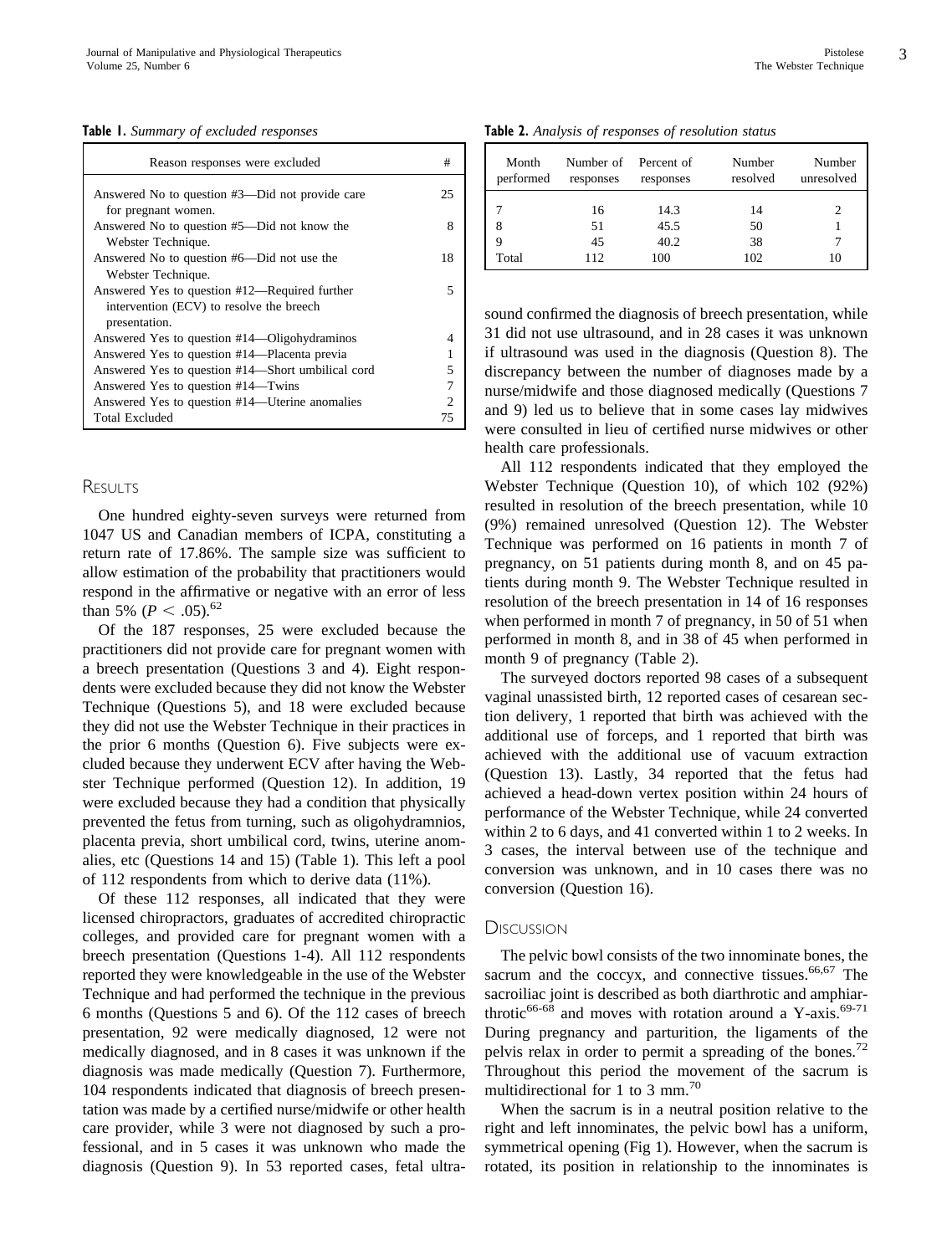**Table 1.** *Summary of excluded responses*

| Reason responses were excluded | # |
|---|---|
| Answered No to question #3—Did not provide care for pregnant women. | 25 |
| Answered No to question #5—Did not know the Webster Technique. | 8 |
| Answered No to question #6—Did not use the Webster Technique. | 18 |
| Answered Yes to question #12—Required further intervention (ECV) to resolve the breech presentation. | 5 |
| Answered Yes to question #14—Oligohydraminos | 4 |
| Answered Yes to question #14—Placenta previa | 1 |
| Answered Yes to question #14—Short umbilical cord | 5 |
| Answered Yes to question #14—Twins | 7 |
| Answered Yes to question #14—Uterine anomalies | 2 |
| Total Excluded | 75 |

## Results

One hundred eighty-seven surveys were returned from 1047 US and Canadian members of ICPA, constituting a return rate of 17.86%. The sample size was sufficient to allow estimation of the probability that practitioners would respond in the affirmative or negative with an error of less than 5% ($P < .05$).[62]

Of the 187 responses, 25 were excluded because the practitioners did not provide care for pregnant women with a breech presentation (Questions 3 and 4). Eight respondents were excluded because they did not know the Webster Technique (Questions 5), and 18 were excluded because they did not use the Webster Technique in their practices in the prior 6 months (Question 6). Five subjects were excluded because they underwent ECV after having the Webster Technique performed (Question 12). In addition, 19 were excluded because they had a condition that physically prevented the fetus from turning, such as oligohydramnios, placenta previa, short umbilical cord, twins, uterine anomalies, etc (Questions 14 and 15) (Table 1). This left a pool of 112 respondents from which to derive data (11%).

Of these 112 responses, all indicated that they were licensed chiropractors, graduates of accredited chiropractic colleges, and provided care for pregnant women with a breech presentation (Questions 1-4). All 112 respondents reported they were knowledgeable in the use of the Webster Technique and had performed the technique in the previous 6 months (Questions 5 and 6). Of the 112 cases of breech presentation, 92 were medically diagnosed, 12 were not medically diagnosed, and in 8 cases it was unknown if the diagnosis was made medically (Question 7). Furthermore, 104 respondents indicated that diagnosis of breech presentation was made by a certified nurse/midwife or other health care provider, while 3 were not diagnosed by such a professional, and in 5 cases it was unknown who made the diagnosis (Question 9). In 53 reported cases, fetal ultrasound confirmed the diagnosis of breech presentation, while 31 did not use ultrasound, and in 28 cases it was unknown if ultrasound was used in the diagnosis (Question 8). The discrepancy between the number of diagnoses made by a nurse/midwife and those diagnosed medically (Questions 7 and 9) led us to believe that in some cases lay midwives were consulted in lieu of certified nurse midwives or other health care professionals.

**Table 2.** *Analysis of responses of resolution status*

| Month performed | Number of responses | Percent of responses | Number resolved | Number unresolved |
|---|---|---|---|---|
| 7 | 16 | 14.3 | 14 | 2 |
| 8 | 51 | 45.5 | 50 | 1 |
| 9 | 45 | 40.2 | 38 | 7 |
| Total | 112 | 100 | 102 | 10 |

All 112 respondents indicated that they employed the Webster Technique (Question 10), of which 102 (92%) resulted in resolution of the breech presentation, while 10 (9%) remained unresolved (Question 12). The Webster Technique was performed on 16 patients in month 7 of pregnancy, on 51 patients during month 8, and on 45 patients during month 9. The Webster Technique resulted in resolution of the breech presentation in 14 of 16 responses when performed in month 7 of pregnancy, in 50 of 51 when performed in month 8, and in 38 of 45 when performed in month 9 of pregnancy (Table 2).

The surveyed doctors reported 98 cases of a subsequent vaginal unassisted birth, 12 reported cases of cesarean section delivery, 1 reported that birth was achieved with the additional use of forceps, and 1 reported that birth was achieved with the additional use of vacuum extraction (Question 13). Lastly, 34 reported that the fetus had achieved a head-down vertex position within 24 hours of performance of the Webster Technique, while 24 converted within 2 to 6 days, and 41 converted within 1 to 2 weeks. In 3 cases, the interval between use of the technique and conversion was unknown, and in 10 cases there was no conversion (Question 16).

## Discussion

The pelvic bowl consists of the two innominate bones, the sacrum and the coccyx, and connective tissues.[66,67] The sacroiliac joint is described as both diarthrotic and amphiarthrotic[66-68] and moves with rotation around a Y-axis.[69-71] During pregnancy and parturition, the ligaments of the pelvis relax in order to permit a spreading of the bones.[72] Throughout this period the movement of the sacrum is multidirectional for 1 to 3 mm.[70]

When the sacrum is in a neutral position relative to the right and left innominates, the pelvic bowl has a uniform, symmetrical opening (Fig 1). However, when the sacrum is rotated, its position in relationship to the innominates is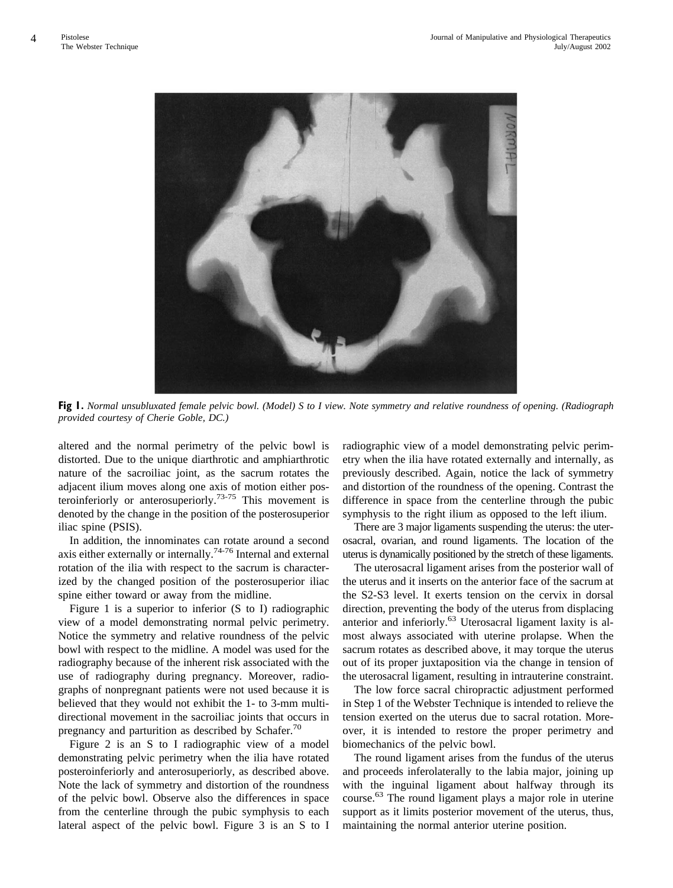**Fig 1.** *Normal unsubluxated female pelvic bowl. (Model) S to I view. Note symmetry and relative roundness of opening. (Radiograph provided courtesy of Cherie Goble, DC.)*

altered and the normal perimetry of the pelvic bowl is distorted. Due to the unique diarthrotic and amphiarthrotic nature of the sacroiliac joint, as the sacrum rotates the adjacent ilium moves along one axis of motion either posteroinferiorly or anterosuperiorly.[73-75] This movement is denoted by the change in the position of the posterosuperior iliac spine (PSIS).

In addition, the innominates can rotate around a second axis either externally or internally.[74-76] Internal and external rotation of the ilia with respect to the sacrum is characterized by the changed position of the posterosuperior iliac spine either toward or away from the midline.

Figure 1 is a superior to inferior (S to I) radiographic view of a model demonstrating normal pelvic perimetry. Notice the symmetry and relative roundness of the pelvic bowl with respect to the midline. A model was used for the radiography because of the inherent risk associated with the use of radiography during pregnancy. Moreover, radiographs of nonpregnant patients were not used because it is believed that they would not exhibit the 1- to 3-mm multidirectional movement in the sacroiliac joints that occurs in pregnancy and parturition as described by Schafer.[70]

Figure 2 is an S to I radiographic view of a model demonstrating pelvic perimetry when the ilia have rotated posteroinferiorly and anterosuperiorly, as described above. Note the lack of symmetry and distortion of the roundness of the pelvic bowl. Observe also the differences in space from the centerline through the pubic symphysis to each lateral aspect of the pelvic bowl. Figure 3 is an S to I radiographic view of a model demonstrating pelvic perimetry when the ilia have rotated externally and internally, as previously described. Again, notice the lack of symmetry and distortion of the roundness of the opening. Contrast the difference in space from the centerline through the pubic symphysis to the right ilium as opposed to the left ilium.

There are 3 major ligaments suspending the uterus: the uterosacral, ovarian, and round ligaments. The location of the uterus is dynamically positioned by the stretch of these ligaments.

The uterosacral ligament arises from the posterior wall of the uterus and it inserts on the anterior face of the sacrum at the S2-S3 level. It exerts tension on the cervix in dorsal direction, preventing the body of the uterus from displacing anterior and inferiorly.[63] Uterosacral ligament laxity is almost always associated with uterine prolapse. When the sacrum rotates as described above, it may torque the uterus out of its proper juxtaposition via the change in tension of the uterosacral ligament, resulting in intrauterine constraint.

The low force sacral chiropractic adjustment performed in Step 1 of the Webster Technique is intended to relieve the tension exerted on the uterus due to sacral rotation. Moreover, it is intended to restore the proper perimetry and biomechanics of the pelvic bowl.

The round ligament arises from the fundus of the uterus and proceeds inferolaterally to the labia major, joining up with the inguinal ligament about halfway through its course.[63] The round ligament plays a major role in uterine support as it limits posterior movement of the uterus, thus, maintaining the normal anterior uterine position.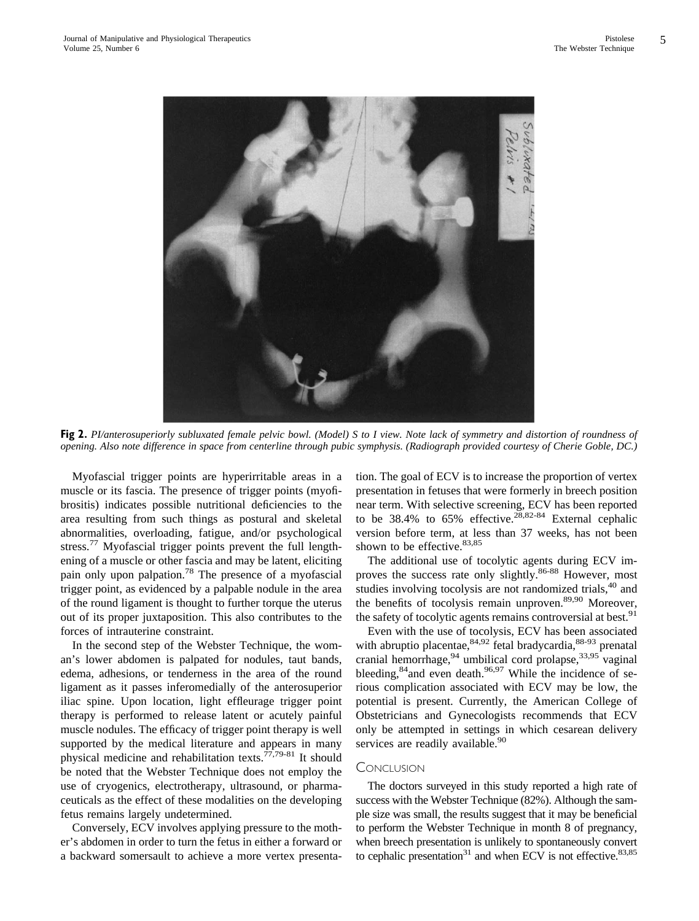**Fig 2.** *PI/anterosuperiorly subluxated female pelvic bowl. (Model) S to I view. Note lack of symmetry and distortion of roundness of opening. Also note difference in space from centerline through pubic symphysis. (Radiograph provided courtesy of Cherie Goble, DC.)*

Myofascial trigger points are hyperirritable areas in a muscle or its fascia. The presence of trigger points (myofibrositis) indicates possible nutritional deficiencies to the area resulting from such things as postural and skeletal abnormalities, overloading, fatigue, and/or psychological stress.[77] Myofascial trigger points prevent the full lengthening of a muscle or other fascia and may be latent, eliciting pain only upon palpation.[78] The presence of a myofascial trigger point, as evidenced by a palpable nodule in the area of the round ligament is thought to further torque the uterus out of its proper juxtaposition. This also contributes to the forces of intrauterine constraint.

In the second step of the Webster Technique, the woman's lower abdomen is palpated for nodules, taut bands, edema, adhesions, or tenderness in the area of the round ligament as it passes inferomedially of the anterosuperior iliac spine. Upon location, light effleurage trigger point therapy is performed to release latent or acutely painful muscle nodules. The efficacy of trigger point therapy is well supported by the medical literature and appears in many physical medicine and rehabilitation texts.[77,79-81] It should be noted that the Webster Technique does not employ the use of cryogenics, electrotherapy, ultrasound, or pharmaceuticals as the effect of these modalities on the developing fetus remains largely undetermined.

Conversely, ECV involves applying pressure to the mother's abdomen in order to turn the fetus in either a forward or a backward somersault to achieve a more vertex presentation. The goal of ECV is to increase the proportion of vertex presentation in fetuses that were formerly in breech position near term. With selective screening, ECV has been reported to be 38.4% to 65% effective.[28,82-84] External cephalic version before term, at less than 37 weeks, has not been shown to be effective.[83,85]

The additional use of tocolytic agents during ECV improves the success rate only slightly.[86-88] However, most studies involving tocolysis are not randomized trials,[40] and the benefits of tocolysis remain unproven.[89,90] Moreover, the safety of tocolytic agents remains controversial at best.[91]

Even with the use of tocolysis, ECV has been associated with abruptio placentae,[84,92] fetal bradycardia,[88-93] prenatal cranial hemorrhage,[94] umbilical cord prolapse,[33,95] vaginal bleeding,[84] and even death.[96,97] While the incidence of serious complication associated with ECV may be low, the potential is present. Currently, the American College of Obstetricians and Gynecologists recommends that ECV only be attempted in settings in which cesarean delivery services are readily available.[90]

## Conclusion

The doctors surveyed in this study reported a high rate of success with the Webster Technique (82%). Although the sample size was small, the results suggest that it may be beneficial to perform the Webster Technique in month 8 of pregnancy, when breech presentation is unlikely to spontaneously convert to cephalic presentation[31] and when ECV is not effective.[83,85]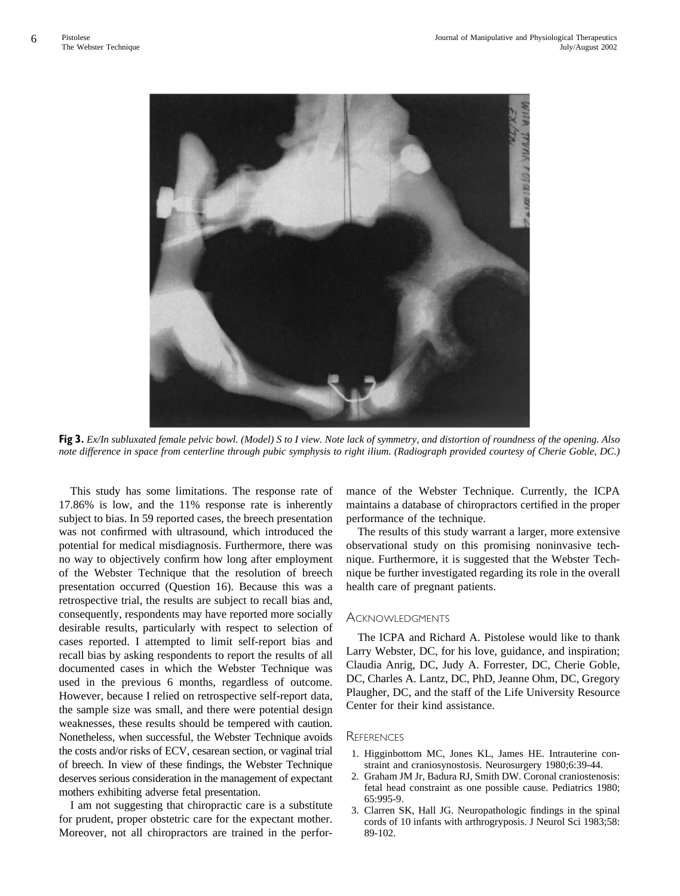**Fig 3.** *Ex/In subluxated female pelvic bowl. (Model) S to I view. Note lack of symmetry, and distortion of roundness of the opening. Also note difference in space from centerline through pubic symphysis to right ilium. (Radiograph provided courtesy of Cherie Goble, DC.)*

This study has some limitations. The response rate of 17.86% is low, and the 11% response rate is inherently subject to bias. In 59 reported cases, the breech presentation was not confirmed with ultrasound, which introduced the potential for medical misdiagnosis. Furthermore, there was no way to objectively confirm how long after employment of the Webster Technique that the resolution of breech presentation occurred (Question 16). Because this was a retrospective trial, the results are subject to recall bias and, consequently, respondents may have reported more socially desirable results, particularly with respect to selection of cases reported. I attempted to limit self-report bias and recall bias by asking respondents to report the results of all documented cases in which the Webster Technique was used in the previous 6 months, regardless of outcome. However, because I relied on retrospective self-report data, the sample size was small, and there were potential design weaknesses, these results should be tempered with caution. Nonetheless, when successful, the Webster Technique avoids the costs and/or risks of ECV, cesarean section, or vaginal trial of breech. In view of these findings, the Webster Technique deserves serious consideration in the management of expectant mothers exhibiting adverse fetal presentation.

I am not suggesting that chiropractic care is a substitute for prudent, proper obstetric care for the expectant mother. Moreover, not all chiropractors are trained in the performance of the Webster Technique. Currently, the ICPA maintains a database of chiropractors certified in the proper performance of the technique.

The results of this study warrant a larger, more extensive observational study on this promising noninvasive technique. Furthermore, it is suggested that the Webster Technique be further investigated regarding its role in the overall health care of pregnant patients.

## Acknowledgments

The ICPA and Richard A. Pistolese would like to thank Larry Webster, DC, for his love, guidance, and inspiration; Claudia Anrig, DC, Judy A. Forrester, DC, Cherie Goble, DC, Charles A. Lantz, DC, PhD, Jeanne Ohm, DC, Gregory Plaugher, DC, and the staff of the Life University Resource Center for their kind assistance.

## References

1. Higginbottom MC, Jones KL, James HE. Intrauterine constraint and craniosynostosis. Neurosurgery 1980;6:39-44.
2. Graham JM Jr, Badura RJ, Smith DW. Coronal craniostenosis: fetal head constraint as one possible cause. Pediatrics 1980; 65:995-9.
3. Clarren SK, Hall JG. Neuropathologic findings in the spinal cords of 10 infants with arthrogryposis. J Neurol Sci 1983;58: 89-102.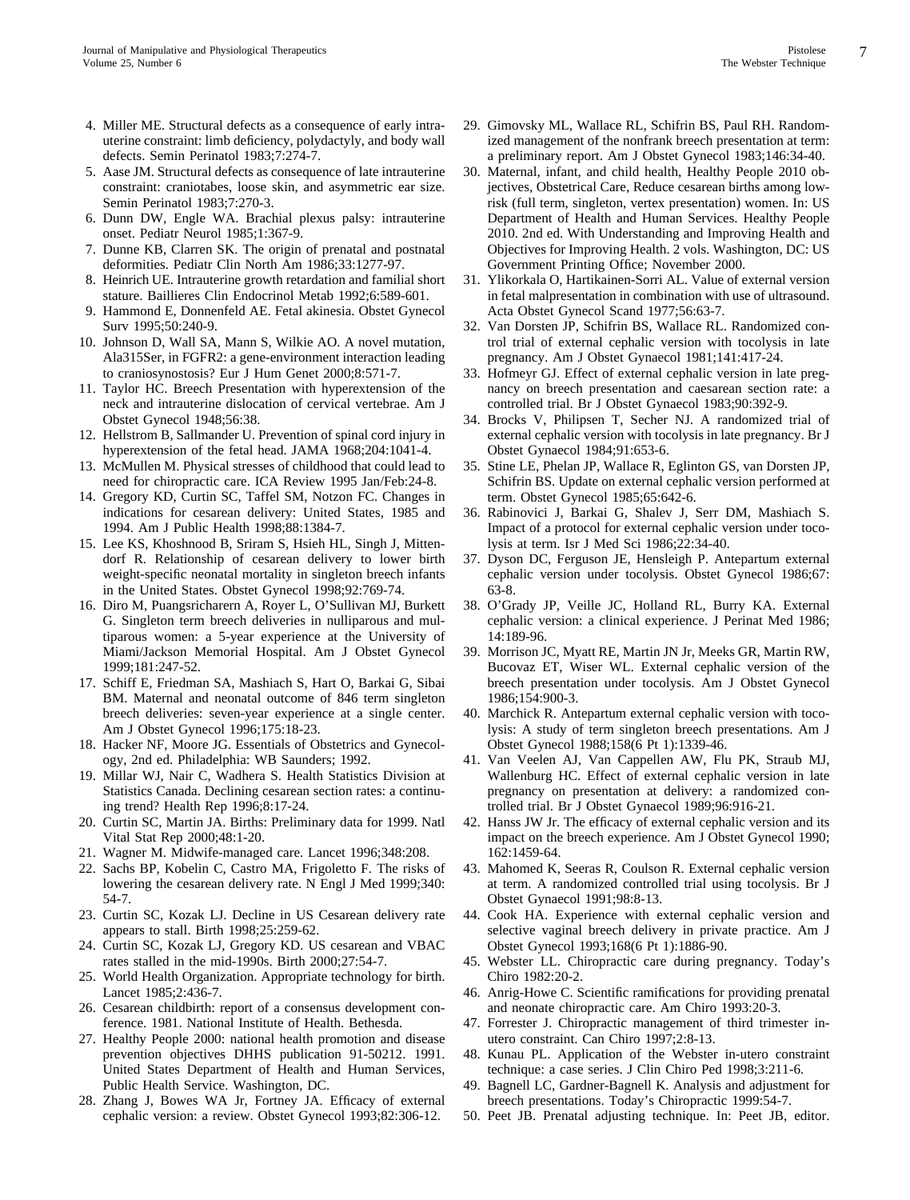4. Miller ME. Structural defects as a consequence of early intrauterine constraint: limb deficiency, polydactyly, and body wall defects. Semin Perinatol 1983;7:274-7.
5. Aase JM. Structural defects as consequence of late intrauterine constraint: craniotabes, loose skin, and asymmetric ear size. Semin Perinatol 1983;7:270-3.
6. Dunn DW, Engle WA. Brachial plexus palsy: intrauterine onset. Pediatr Neurol 1985;1:367-9.
7. Dunne KB, Clarren SK. The origin of prenatal and postnatal deformities. Pediatr Clin North Am 1986;33:1277-97.
8. Heinrich UE. Intrauterine growth retardation and familial short stature. Baillieres Clin Endocrinol Metab 1992;6:589-601.
9. Hammond E, Donnenfeld AE. Fetal akinesia. Obstet Gynecol Surv 1995;50:240-9.
10. Johnson D, Wall SA, Mann S, Wilkie AO. A novel mutation, Ala315Ser, in FGFR2: a gene-environment interaction leading to craniosynostosis? Eur J Hum Genet 2000;8:571-7.
11. Taylor HC. Breech Presentation with hyperextension of the neck and intrauterine dislocation of cervical vertebrae. Am J Obstet Gynecol 1948;56:38.
12. Hellstrom B, Sallmander U. Prevention of spinal cord injury in hyperextension of the fetal head. JAMA 1968;204:1041-4.
13. McMullen M. Physical stresses of childhood that could lead to need for chiropractic care. ICA Review 1995 Jan/Feb:24-8.
14. Gregory KD, Curtin SC, Taffel SM, Notzon FC. Changes in indications for cesarean delivery: United States, 1985 and 1994. Am J Public Health 1998;88:1384-7.
15. Lee KS, Khoshnood B, Sriram S, Hsieh HL, Singh J, Mittendorf R. Relationship of cesarean delivery to lower birth weight-specific neonatal mortality in singleton breech infants in the United States. Obstet Gynecol 1998;92:769-74.
16. Diro M, Puangsricharern A, Royer L, O'Sullivan MJ, Burkett G. Singleton term breech deliveries in nulliparous and multiparous women: a 5-year experience at the University of Miami/Jackson Memorial Hospital. Am J Obstet Gynecol 1999;181:247-52.
17. Schiff E, Friedman SA, Mashiach S, Hart O, Barkai G, Sibai BM. Maternal and neonatal outcome of 846 term singleton breech deliveries: seven-year experience at a single center. Am J Obstet Gynecol 1996;175:18-23.
18. Hacker NF, Moore JG. Essentials of Obstetrics and Gynecology, 2nd ed. Philadelphia: WB Saunders; 1992.
19. Millar WJ, Nair C, Wadhera S. Health Statistics Division at Statistics Canada. Declining cesarean section rates: a continuing trend? Health Rep 1996;8:17-24.
20. Curtin SC, Martin JA. Births: Preliminary data for 1999. Natl Vital Stat Rep 2000;48:1-20.
21. Wagner M. Midwife-managed care. Lancet 1996;348:208.
22. Sachs BP, Kobelin C, Castro MA, Frigoletto F. The risks of lowering the cesarean delivery rate. N Engl J Med 1999;340:54-7.
23. Curtin SC, Kozak LJ. Decline in US Cesarean delivery rate appears to stall. Birth 1998;25:259-62.
24. Curtin SC, Kozak LJ, Gregory KD. US cesarean and VBAC rates stalled in the mid-1990s. Birth 2000;27:54-7.
25. World Health Organization. Appropriate technology for birth. Lancet 1985;2:436-7.
26. Cesarean childbirth: report of a consensus development conference. 1981. National Institute of Health. Bethesda.
27. Healthy People 2000: national health promotion and disease prevention objectives DHHS publication 91-50212. 1991. United States Department of Health and Human Services, Public Health Service. Washington, DC.
28. Zhang J, Bowes WA Jr, Fortney JA. Efficacy of external cephalic version: a review. Obstet Gynecol 1993;82:306-12.
29. Gimovsky ML, Wallace RL, Schifrin BS, Paul RH. Randomized management of the nonfrank breech presentation at term: a preliminary report. Am J Obstet Gynecol 1983;146:34-40.
30. Maternal, infant, and child health, Healthy People 2010 objectives, Obstetrical Care, Reduce cesarean births among low-risk (full term, singleton, vertex presentation) women. In: US Department of Health and Human Services. Healthy People 2010. 2nd ed. With Understanding and Improving Health and Objectives for Improving Health. 2 vols. Washington, DC: US Government Printing Office; November 2000.
31. Ylikorkala O, Hartikainen-Sorri AL. Value of external version in fetal malpresentation in combination with use of ultrasound. Acta Obstet Gynecol Scand 1977;56:63-7.
32. Van Dorsten JP, Schifrin BS, Wallace RL. Randomized control trial of external cephalic version with tocolysis in late pregnancy. Am J Obstet Gynaecol 1981;141:417-24.
33. Hofmeyr GJ. Effect of external cephalic version in late pregnancy on breech presentation and caesarean section rate: a controlled trial. Br J Obstet Gynaecol 1983;90:392-9.
34. Brocks V, Philipsen T, Secher NJ. A randomized trial of external cephalic version with tocolysis in late pregnancy. Br J Obstet Gynaecol 1984;91:653-6.
35. Stine LE, Phelan JP, Wallace R, Eglinton GS, van Dorsten JP, Schifrin BS. Update on external cephalic version performed at term. Obstet Gynecol 1985;65:642-6.
36. Rabinovici J, Barkai G, Shalev J, Serr DM, Mashiach S. Impact of a protocol for external cephalic version under tocolysis at term. Isr J Med Sci 1986;22:34-40.
37. Dyson DC, Ferguson JE, Hensleigh P. Antepartum external cephalic version under tocolysis. Obstet Gynecol 1986;67:63-8.
38. O'Grady JP, Veille JC, Holland RL, Burry KA. External cephalic version: a clinical experience. J Perinat Med 1986;14:189-96.
39. Morrison JC, Myatt RE, Martin JN Jr, Meeks GR, Martin RW, Bucovaz ET, Wiser WL. External cephalic version of the breech presentation under tocolysis. Am J Obstet Gynecol 1986;154:900-3.
40. Marchick R. Antepartum external cephalic version with tocolysis: A study of term singleton breech presentations. Am J Obstet Gynecol 1988;158(6 Pt 1):1339-46.
41. Van Veelen AJ, Van Cappellen AW, Flu PK, Straub MJ, Wallenburg HC. Effect of external cephalic version in late pregnancy on presentation at delivery: a randomized controlled trial. Br J Obstet Gynaecol 1989;96:916-21.
42. Hanss JW Jr. The efficacy of external cephalic version and its impact on the breech experience. Am J Obstet Gynecol 1990;162:1459-64.
43. Mahomed K, Seeras R, Coulson R. External cephalic version at term. A randomized controlled trial using tocolysis. Br J Obstet Gynaecol 1991;98:8-13.
44. Cook HA. Experience with external cephalic version and selective vaginal breech delivery in private practice. Am J Obstet Gynecol 1993;168(6 Pt 1):1886-90.
45. Webster LL. Chiropractic care during pregnancy. Today's Chiro 1982:20-2.
46. Anrig-Howe C. Scientific ramifications for providing prenatal and neonate chiropractic care. Am Chiro 1993:20-3.
47. Forrester J. Chiropractic management of third trimester in-utero constraint. Can Chiro 1997;2:8-13.
48. Kunau PL. Application of the Webster in-utero constraint technique: a case series. J Clin Chiro Ped 1998;3:211-6.
49. Bagnell LC, Gardner-Bagnell K. Analysis and adjustment for breech presentations. Today's Chiropractic 1999:54-7.
50. Peet JB. Prenatal adjusting technique. In: Peet JB, editor.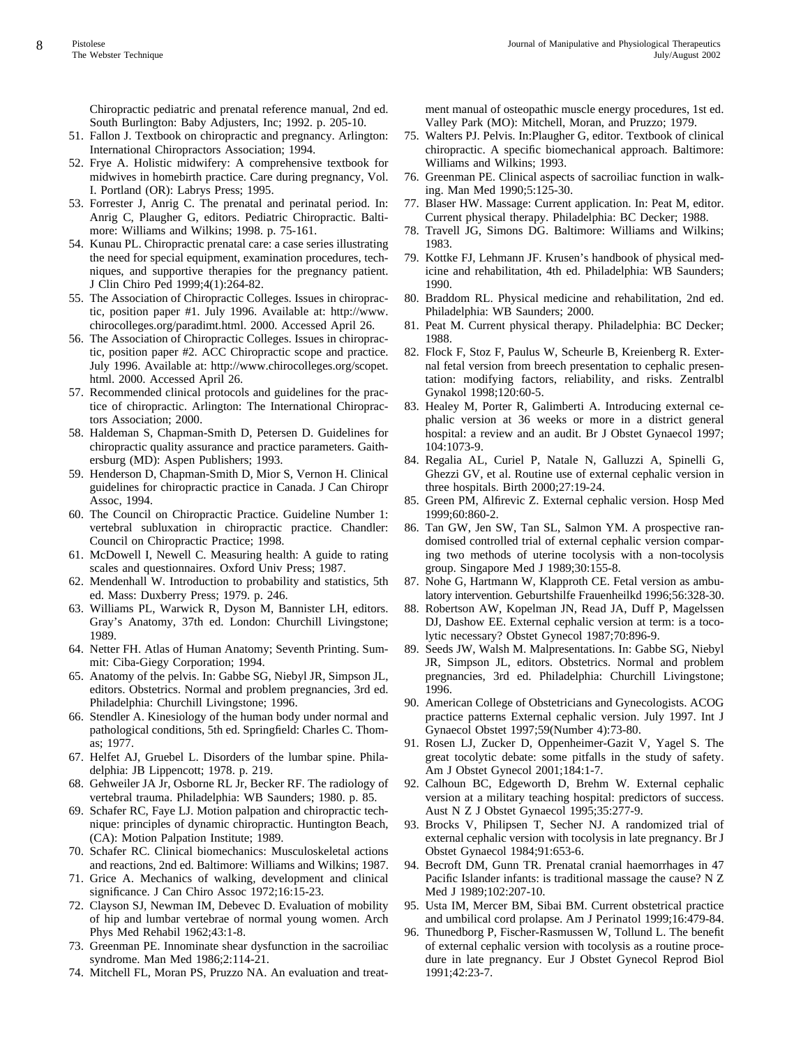Chiropractic pediatric and prenatal reference manual, 2nd ed. South Burlington: Baby Adjusters, Inc; 1992. p. 205-10.

51. Fallon J. Textbook on chiropractic and pregnancy. Arlington: International Chiropractors Association; 1994.
52. Frye A. Holistic midwifery: A comprehensive textbook for midwives in homebirth practice. Care during pregnancy, Vol. I. Portland (OR): Labrys Press; 1995.
53. Forrester J, Anrig C. The prenatal and perinatal period. In: Anrig C, Plaugher G, editors. Pediatric Chiropractic. Baltimore: Williams and Wilkins; 1998. p. 75-161.
54. Kunau PL. Chiropractic prenatal care: a case series illustrating the need for special equipment, examination procedures, techniques, and supportive therapies for the pregnancy patient. J Clin Chiro Ped 1999;4(1):264-82.
55. The Association of Chiropractic Colleges. Issues in chiropractic, position paper #1. July 1996. Available at: http://www.chirocolleges.org/paradimt.html. 2000. Accessed April 26.
56. The Association of Chiropractic Colleges. Issues in chiropractic, position paper #2. ACC Chiropractic scope and practice. July 1996. Available at: http://www.chirocolleges.org/scopet.html. 2000. Accessed April 26.
57. Recommended clinical protocols and guidelines for the practice of chiropractic. Arlington: The International Chiropractors Association; 2000.
58. Haldeman S, Chapman-Smith D, Petersen D. Guidelines for chiropractic quality assurance and practice parameters. Gaithersburg (MD): Aspen Publishers; 1993.
59. Henderson D, Chapman-Smith D, Mior S, Vernon H. Clinical guidelines for chiropractic practice in Canada. J Can Chiropr Assoc, 1994.
60. The Council on Chiropractic Practice. Guideline Number 1: vertebral subluxation in chiropractic practice. Chandler: Council on Chiropractic Practice; 1998.
61. McDowell I, Newell C. Measuring health: A guide to rating scales and questionnaires. Oxford Univ Press; 1987.
62. Mendenhall W. Introduction to probability and statistics, 5th ed. Mass: Duxberry Press; 1979. p. 246.
63. Williams PL, Warwick R, Dyson M, Bannister LH, editors. Gray's Anatomy, 37th ed. London: Churchill Livingstone; 1989.
64. Netter FH. Atlas of Human Anatomy; Seventh Printing. Summit: Ciba-Giegy Corporation; 1994.
65. Anatomy of the pelvis. In: Gabbe SG, Niebyl JR, Simpson JL, editors. Obstetrics. Normal and problem pregnancies, 3rd ed. Philadelphia: Churchill Livingstone; 1996.
66. Stendler A. Kinesiology of the human body under normal and pathological conditions, 5th ed. Springfield: Charles C. Thomas; 1977.
67. Helfet AJ, Gruebel L. Disorders of the lumbar spine. Philadelphia: JB Lippencott; 1978. p. 219.
68. Gehweiler JA Jr, Osborne RL Jr, Becker RF. The radiology of vertebral trauma. Philadelphia: WB Saunders; 1980. p. 85.
69. Schafer RC, Faye LJ. Motion palpation and chiropractic technique: principles of dynamic chiropractic. Huntington Beach, (CA): Motion Palpation Institute; 1989.
70. Schafer RC. Clinical biomechanics: Musculoskeletal actions and reactions, 2nd ed. Baltimore: Williams and Wilkins; 1987.
71. Grice A. Mechanics of walking, development and clinical significance. J Can Chiro Assoc 1972;16:15-23.
72. Clayson SJ, Newman IM, Debevec D. Evaluation of mobility of hip and lumbar vertebrae of normal young women. Arch Phys Med Rehabil 1962;43:1-8.
73. Greenman PE. Innominate shear dysfunction in the sacroiliac syndrome. Man Med 1986;2:114-21.
74. Mitchell FL, Moran PS, Pruzzo NA. An evaluation and treatment manual of osteopathic muscle energy procedures, 1st ed. Valley Park (MO): Mitchell, Moran, and Pruzzo; 1979.
75. Walters PJ. Pelvis. In:Plaugher G, editor. Textbook of clinical chiropractic. A specific biomechanical approach. Baltimore: Williams and Wilkins; 1993.
76. Greenman PE. Clinical aspects of sacroiliac function in walking. Man Med 1990;5:125-30.
77. Blaser HW. Massage: Current application. In: Peat M, editor. Current physical therapy. Philadelphia: BC Decker; 1988.
78. Travell JG, Simons DG. Baltimore: Williams and Wilkins; 1983.
79. Kottke FJ, Lehmann JF. Krusen's handbook of physical medicine and rehabilitation, 4th ed. Philadelphia: WB Saunders; 1990.
80. Braddom RL. Physical medicine and rehabilitation, 2nd ed. Philadelphia: WB Saunders; 2000.
81. Peat M. Current physical therapy. Philadelphia: BC Decker; 1988.
82. Flock F, Stoz F, Paulus W, Scheurle B, Kreienberg R. External fetal version from breech presentation to cephalic presentation: modifying factors, reliability, and risks. Zentralbl Gynakol 1998;120:60-5.
83. Healey M, Porter R, Galimberti A. Introducing external cephalic version at 36 weeks or more in a district general hospital: a review and an audit. Br J Obstet Gynaecol 1997; 104:1073-9.
84. Regalia AL, Curiel P, Natale N, Galluzzi A, Spinelli G, Ghezzi GV, et al. Routine use of external cephalic version in three hospitals. Birth 2000;27:19-24.
85. Green PM, Alfirevic Z. External cephalic version. Hosp Med 1999;60:860-2.
86. Tan GW, Jen SW, Tan SL, Salmon YM. A prospective randomised controlled trial of external cephalic version comparing two methods of uterine tocolysis with a non-tocolysis group. Singapore Med J 1989;30:155-8.
87. Nohe G, Hartmann W, Klapproth CE. Fetal version as ambulatory intervention. Geburtshilfe Frauenheilkd 1996;56:328-30.
88. Robertson AW, Kopelman JN, Read JA, Duff P, Magelssen DJ, Dashow EE. External cephalic version at term: is a tocolytic necessary? Obstet Gynecol 1987;70:896-9.
89. Seeds JW, Walsh M. Malpresentations. In: Gabbe SG, Niebyl JR, Simpson JL, editors. Obstetrics. Normal and problem pregnancies, 3rd ed. Philadelphia: Churchill Livingstone; 1996.
90. American College of Obstetricians and Gynecologists. ACOG practice patterns External cephalic version. July 1997. Int J Gynaecol Obstet 1997;59(Number 4):73-80.
91. Rosen LJ, Zucker D, Oppenheimer-Gazit V, Yagel S. The great tocolytic debate: some pitfalls in the study of safety. Am J Obstet Gynecol 2001;184:1-7.
92. Calhoun BC, Edgeworth D, Brehm W. External cephalic version at a military teaching hospital: predictors of success. Aust N Z J Obstet Gynaecol 1995;35:277-9.
93. Brocks V, Philipsen T, Secher NJ. A randomized trial of external cephalic version with tocolysis in late pregnancy. Br J Obstet Gynaecol 1984;91:653-6.
94. Becroft DM, Gunn TR. Prenatal cranial haemorrhages in 47 Pacific Islander infants: is traditional massage the cause? N Z Med J 1989;102:207-10.
95. Usta IM, Mercer BM, Sibai BM. Current obstetrical practice and umbilical cord prolapse. Am J Perinatol 1999;16:479-84.
96. Thunedborg P, Fischer-Rasmussen W, Tollund L. The benefit of external cephalic version with tocolysis as a routine procedure in late pregnancy. Eur J Obstet Gynecol Reprod Biol 1991;42:23-7.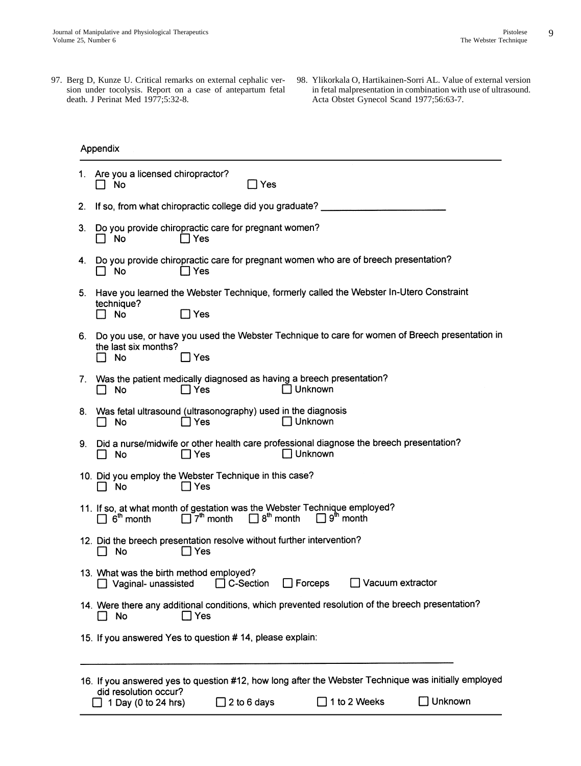97. Berg D, Kunze U. Critical remarks on external cephalic version under tocolysis. Report on a case of antepartum fetal death. J Perinat Med 1977;5:32-8.

98. Ylikorkala O, Hartikainen-Sorri AL. Value of external version in fetal malpresentation in combination with use of ultrasound. Acta Obstet Gynecol Scand 1977;56:63-7.

## Appendix

1. Are you a licensed chiropractor?
   ☐ No ☐ Yes

2. If so, from what chiropractic college did you graduate? ______________________

3. Do you provide chiropractic care for pregnant women?
   ☐ No ☐ Yes

4. Do you provide chiropractic care for pregnant women who are of breech presentation?
   ☐ No ☐ Yes

5. Have you learned the Webster Technique, formerly called the Webster In-Utero Constraint technique?
   ☐ No ☐ Yes

6. Do you use, or have you used the Webster Technique to care for women of Breech presentation in the last six months?
   ☐ No ☐ Yes

7. Was the patient medically diagnosed as having a breech presentation?
   ☐ No ☐ Yes ☐ Unknown

8. Was fetal ultrasound (ultrasonography) used in the diagnosis
   ☐ No ☐ Yes ☐ Unknown

9. Did a nurse/midwife or other health care professional diagnose the breech presentation?
   ☐ No ☐ Yes ☐ Unknown

10. Did you employ the Webster Technique in this case?
    ☐ No ☐ Yes

11. If so, at what month of gestation was the Webster Technique employed?
    ☐ 6th month ☐ 7th month ☐ 8th month ☐ 9th month

12. Did the breech presentation resolve without further intervention?
    ☐ No ☐ Yes

13. What was the birth method employed?
    ☐ Vaginal- unassisted ☐ C-Section ☐ Forceps ☐ Vacuum extractor

14. Were there any additional conditions, which prevented resolution of the breech presentation?
    ☐ No ☐ Yes

15. If you answered Yes to question # 14, please explain:

    ______________________________________________

16. If you answered yes to question #12, how long after the Webster Technique was initially employed did resolution occur?
    ☐ 1 Day (0 to 24 hrs) ☐ 2 to 6 days ☐ 1 to 2 Weeks ☐ Unknown